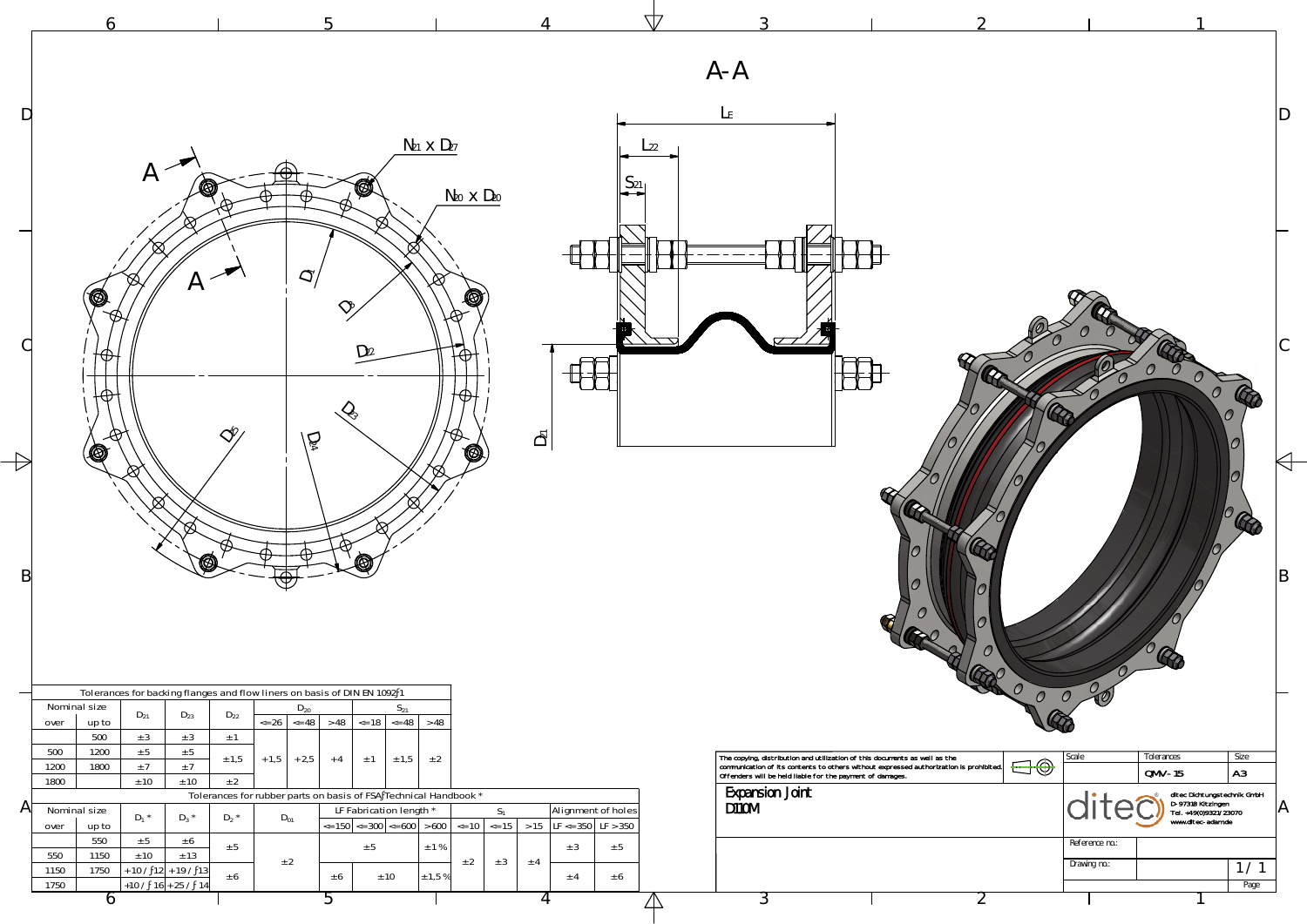# A-A

$L_E$, $L_{22}$, $S_{21}$, $D_{21}$

$N_{21}$ x $D_{27}$

$N_{20}$ x $D_{20}$

$D_1$, $D_5$, $D_2$, $D_{22}$, $D_{23}$, $D_{24}$, $D_{25}$

A

Tolerances for backing flanges and flow liners on basis of DIN EN 1092-1

| Nominal size | | $D_{21}$ | $D_{23}$ | $D_{22}$ | $D_{20}$ | | | $S_{21}$ | | |
|---|---|---|---|---|---|---|---|---|---|---|
| over | up to | | | | <=26 | <=48 | >48 | <=18 | <=48 | >48 |
| | 500 | ±3 | ±3 | ±1 | +1,5 | +2,5 | +4 | ±1 | ±1,5 | ±2 |
| 500 | 1200 | ±5 | ±5 | ±1,5 | | | | | | |
| 1200 | 1800 | ±7 | ±7 | | | | | | | |
| 1800 | | ±10 | ±10 | ±2 | | | | | | |

Tolerances for rubber parts on basis of FSA-Technical Handbook *

| Nominal size | | $D_1$ * | $D_3$ * | $D_2$ * | $D_{01}$ | LF Fabrication length * | | | | $S_1$ | | | Alignment of holes | |
|---|---|---|---|---|---|---|---|---|---|---|---|---|---|---|
| over | up to | | | | | <=150 | <=300 | <=600 | >600 | <=10 | <=15 | >15 | LF <=350 | LF >350 |
| | 550 | ±5 | ±6 | ±5 | ±2 | ±5 | | | ±1% | ±2 | ±3 | ±4 | ±3 | ±5 |
| 550 | 1150 | ±10 | ±13 | | | | | | | | | | | |
| 1150 | 1750 | +10 / -12 | +19 / -13 | ±6 | | ±6 | ±10 | | ±1,5% | | | | ±4 | ±6 |
| 1750 | | +10 / -16 | +25 / -14 | | | | | | | | | | | |

The copying, distribution and utilization of this documents as well as the communication of its contents to others without expressed authorization is prohibited. Offenders will be held liable for the payment of damages.

| Scale | Tolerances | Size |
|---|---|---|
| | QMV-15 | A3 |

**Expansion Joint**
**D110M**

ditec Dichtungstechnik GmbH
D-97318 Kitzingen
Tel. +49(0)9321/23070
www.ditec-adam.de

Reference no.:

Drawing no.:

1/1
Page